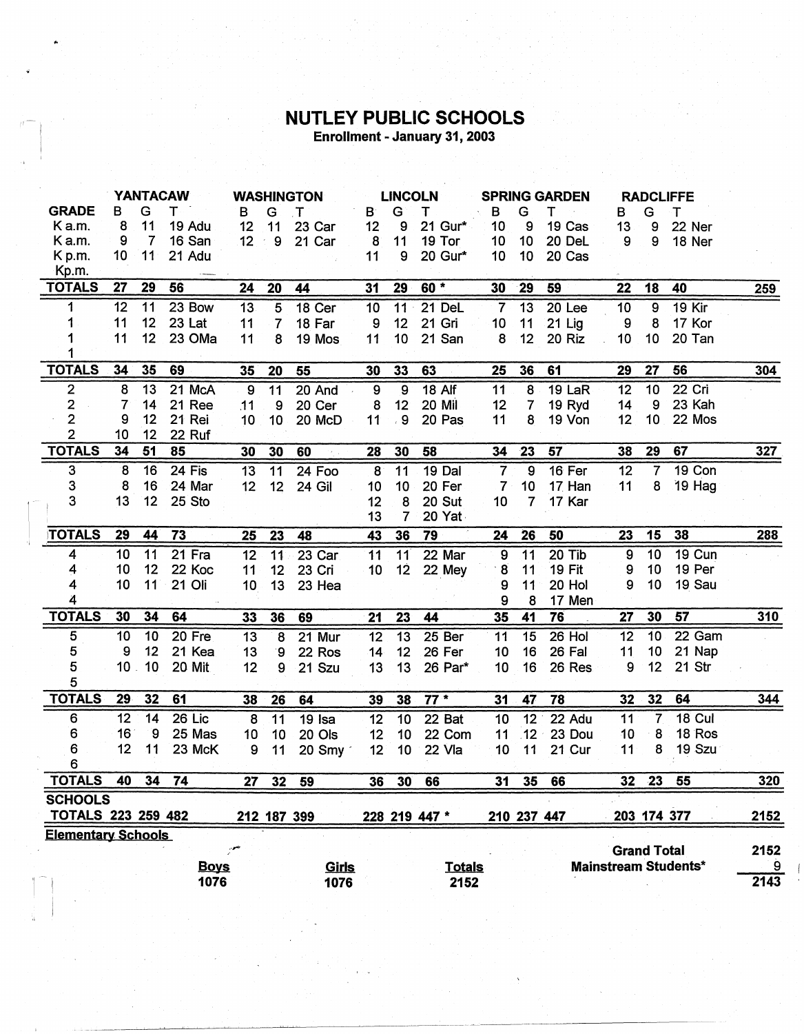# NUTLEY PUBLIC SCHOOLS

**Enrollment - January 31, 2003**

| | YANTACAW | | | | WASHINGTON | | | | LINCOLN | | | | SPRING GARDEN | | | | RADCLIFFE | | | | |
|---|---|---|---|---|---|---|---|---|---|---|---|---|---|---|---|---|---|---|---|---|---|
| GRADE | B | G | T | | B | G | T | | B | G | T | | B | G | T | | B | G | T | | |
| K a.m. | 8 | 11 | 19 | Adu | 12 | 11 | 23 | Car | 12 | 9 | 21 | Gur* | 10 | 9 | 19 | Cas | 13 | 9 | 22 | Ner | |
| K a.m. | 9 | 7 | 16 | San | 12 | 9 | 21 | Car | 8 | 11 | 19 | Tor | 10 | 10 | 20 | DeL | 9 | 9 | 18 | Ner | |
| K p.m. | 10 | 11 | 21 | Adu | | | | | 11 | 9 | 20 | Gur* | 10 | 10 | 20 | Cas | | | | | |
| Kp.m. | | | | | | | | | | | | | | | | | | | | | |
| **TOTALS** | **27** | **29** | **56** | | **24** | **20** | **44** | | **31** | **29** | **60 *** | | **30** | **29** | **59** | | **22** | **18** | **40** | | **259** |
| 1 | 12 | 11 | 23 | Bow | 13 | 5 | 18 | Cer | 10 | 11 | 21 | DeL | 7 | 13 | 20 | Lee | 10 | 9 | 19 | Kir | |
| 1 | 11 | 12 | 23 | Lat | 11 | 7 | 18 | Far | 9 | 12 | 21 | Gri | 10 | 11 | 21 | Lig | 9 | 8 | 17 | Kor | |
| 1 | 11 | 12 | 23 | OMa | 11 | 8 | 19 | Mos | 11 | 10 | 21 | San | 8 | 12 | 20 | Riz | 10 | 10 | 20 | Tan | |
| 1 | | | | | | | | | | | | | | | | | | | | | |
| **TOTALS** | **34** | **35** | **69** | | **35** | **20** | **55** | | **30** | **33** | **63** | | **25** | **36** | **61** | | **29** | **27** | **56** | | **304** |
| 2 | 8 | 13 | 21 | McA | 9 | 11 | 20 | And | 9 | 9 | 18 | Alf | 11 | 8 | 19 | LaR | 12 | 10 | 22 | Cri | |
| 2 | 7 | 14 | 21 | Ree | 11 | 9 | 20 | Cer | 8 | 12 | 20 | Mil | 12 | 7 | 19 | Ryd | 14 | 9 | 23 | Kah | |
| 2 | 9 | 12 | 21 | Rei | 10 | 10 | 20 | McD | 11 | 9 | 20 | Pas | 11 | 8 | 19 | Von | 12 | 10 | 22 | Mos | |
| 2 | 10 | 12 | 22 | Ruf | | | | | | | | | | | | | | | | | |
| **TOTALS** | **34** | **51** | **85** | | **30** | **30** | **60** | | **28** | **30** | **58** | | **34** | **23** | **57** | | **38** | **29** | **67** | | **327** |
| 3 | 8 | 16 | 24 | Fis | 13 | 11 | 24 | Foo | 8 | 11 | 19 | Dal | 7 | 9 | 16 | Fer | 12 | 7 | 19 | Con | |
| 3 | 8 | 16 | 24 | Mar | 12 | 12 | 24 | Gil | 10 | 10 | 20 | Fer | 7 | 10 | 17 | Han | 11 | 8 | 19 | Hag | |
| 3 | 13 | 12 | 25 | Sto | | | | | 12 | 8 | 20 | Sut | 10 | 7 | 17 | Kar | | | | | |
| | | | | | | | | | 13 | 7 | 20 | Yat | | | | | | | | | |
| **TOTALS** | **29** | **44** | **73** | | **25** | **23** | **48** | | **43** | **36** | **79** | | **24** | **26** | **50** | | **23** | **15** | **38** | | **288** |
| 4 | 10 | 11 | 21 | Fra | 12 | 11 | 23 | Car | 11 | 11 | 22 | Mar | 9 | 11 | 20 | Tib | 9 | 10 | 19 | Cun | |
| 4 | 10 | 12 | 22 | Koc | 11 | 12 | 23 | Cri | 10 | 12 | 22 | Mey | 8 | 11 | 19 | Fit | 9 | 10 | 19 | Per | |
| 4 | 10 | 11 | 21 | Oli | 10 | 13 | 23 | Hea | | | | | 9 | 11 | 20 | Hol | 9 | 10 | 19 | Sau | |
| 4 | | | | | | | | | | | | | 9 | 8 | 17 | Men | | | | | |
| **TOTALS** | **30** | **34** | **64** | | **33** | **36** | **69** | | **21** | **23** | **44** | | **35** | **41** | **76** | | **27** | **30** | **57** | | **310** |
| 5 | 10 | 10 | 20 | Fre | 13 | 8 | 21 | Mur | 12 | 13 | 25 | Ber | 11 | 15 | 26 | Hol | 12 | 10 | 22 | Gam | |
| 5 | 9 | 12 | 21 | Kea | 13 | 9 | 22 | Ros | 14 | 12 | 26 | Fer | 10 | 16 | 26 | Fal | 11 | 10 | 21 | Nap | |
| 5 | 10 | 10 | 20 | Mit | 12 | 9 | 21 | Szu | 13 | 13 | 26 | Par* | 10 | 16 | 26 | Res | 9 | 12 | 21 | Str | |
| 5 | | | | | | | | | | | | | | | | | | | | | |
| **TOTALS** | **29** | **32** | **61** | | **38** | **26** | **64** | | **39** | **38** | **77 *** | | **31** | **47** | **78** | | **32** | **32** | **64** | | **344** |
| 6 | 12 | 14 | 26 | Lic | 8 | 11 | 19 | Isa | 12 | 10 | 22 | Bat | 10 | 12 | 22 | Adu | 11 | 7 | 18 | Cul | |
| 6 | 16 | 9 | 25 | Mas | 10 | 10 | 20 | Ols | 12 | 10 | 22 | Com | 11 | 12 | 23 | Dou | 10 | 8 | 18 | Ros | |
| 6 | 12 | 11 | 23 | McK | 9 | 11 | 20 | Smy | 12 | 10 | 22 | Vla | 10 | 11 | 21 | Cur | 11 | 8 | 19 | Szu | |
| 6 | | | | | | | | | | | | | | | | | | | | | |
| **TOTALS** | **40** | **34** | **74** | | **27** | **32** | **59** | | **36** | **30** | **66** | | **31** | **35** | **66** | | **32** | **23** | **55** | | **320** |
| **SCHOOLS TOTALS** | **223** | **259** | **482** | | **212** | **187** | **399** | | **228** | **219** | **447 *** | | **210** | **237** | **447** | | **203** | **174** | **377** | | **2152** |

**Elementary Schools**

| Boys | Girls | Totals |
|---|---|---|
| 1076 | 1076 | 2152 |

| | |
|---|---|
| **Grand Total** | **2152** |
| **Mainstream Students*** | **9** |
| | **2143** |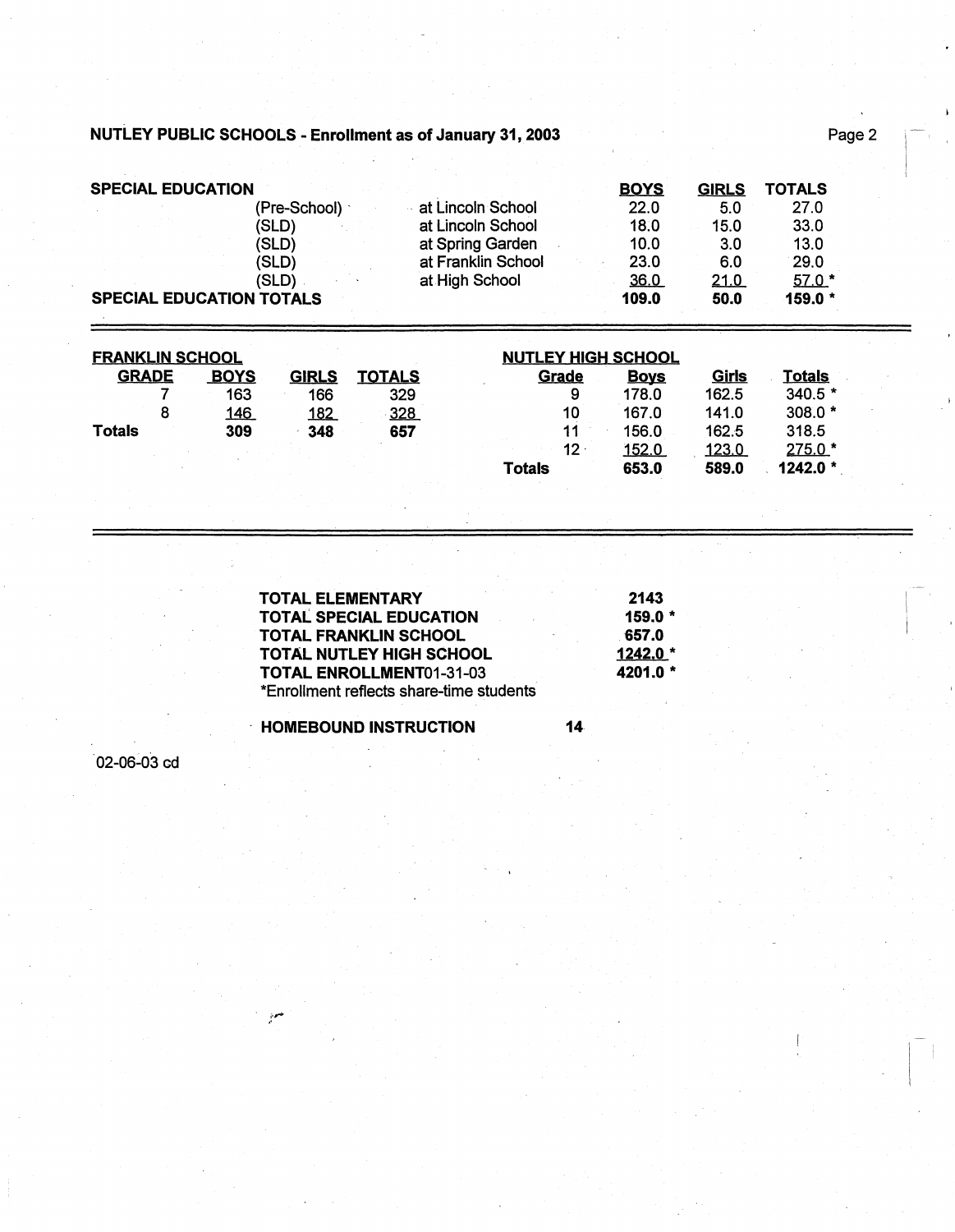## NUTLEY PUBLIC SCHOOLS - Enrollment as of January 31, 2003

| SPECIAL EDUCATION | | | BOYS | GIRLS | TOTALS |
|---|---|---|---|---|---|
| | (Pre-School) | at Lincoln School | 22.0 | 5.0 | 27.0 |
| | (SLD) | at Lincoln School | 18.0 | 15.0 | 33.0 |
| | (SLD) | at Spring Garden | 10.0 | 3.0 | 13.0 |
| | (SLD) | at Franklin School | 23.0 | 6.0 | 29.0 |
| | (SLD) | at High School | 36.0 | 21.0 | 57.0 * |
| **SPECIAL EDUCATION TOTALS** | | | **109.0** | **50.0** | **159.0 *** |

**FRANKLIN SCHOOL**

| GRADE | BOYS | GIRLS | TOTALS |
|---|---|---|---|
| 7 | 163 | 166 | 329 |
| 8 | 146 | 182 | 328 |
| **Totals** | **309** | **348** | **657** |

**NUTLEY HIGH SCHOOL**

| Grade | Boys | Girls | Totals |
|---|---|---|---|
| 9 | 178.0 | 162.5 | 340.5 * |
| 10 | 167.0 | 141.0 | 308.0 * |
| 11 | 156.0 | 162.5 | 318.5 |
| 12 | 152.0 | 123.0 | 275.0 * |
| **Totals** | **653.0** | **589.0** | **1242.0 *** |

| | |
|---|---|
| **TOTAL ELEMENTARY** | **2143** |
| **TOTAL SPECIAL EDUCATION** | **159.0 *** |
| **TOTAL FRANKLIN SCHOOL** | **657.0** |
| **TOTAL NUTLEY HIGH SCHOOL** | **1242.0 *** |
| **TOTAL ENROLLMENT01-31-03** | **4201.0 *** |

*Enrollment reflects share-time students

**HOMEBOUND INSTRUCTION** **14**

02-06-03 cd